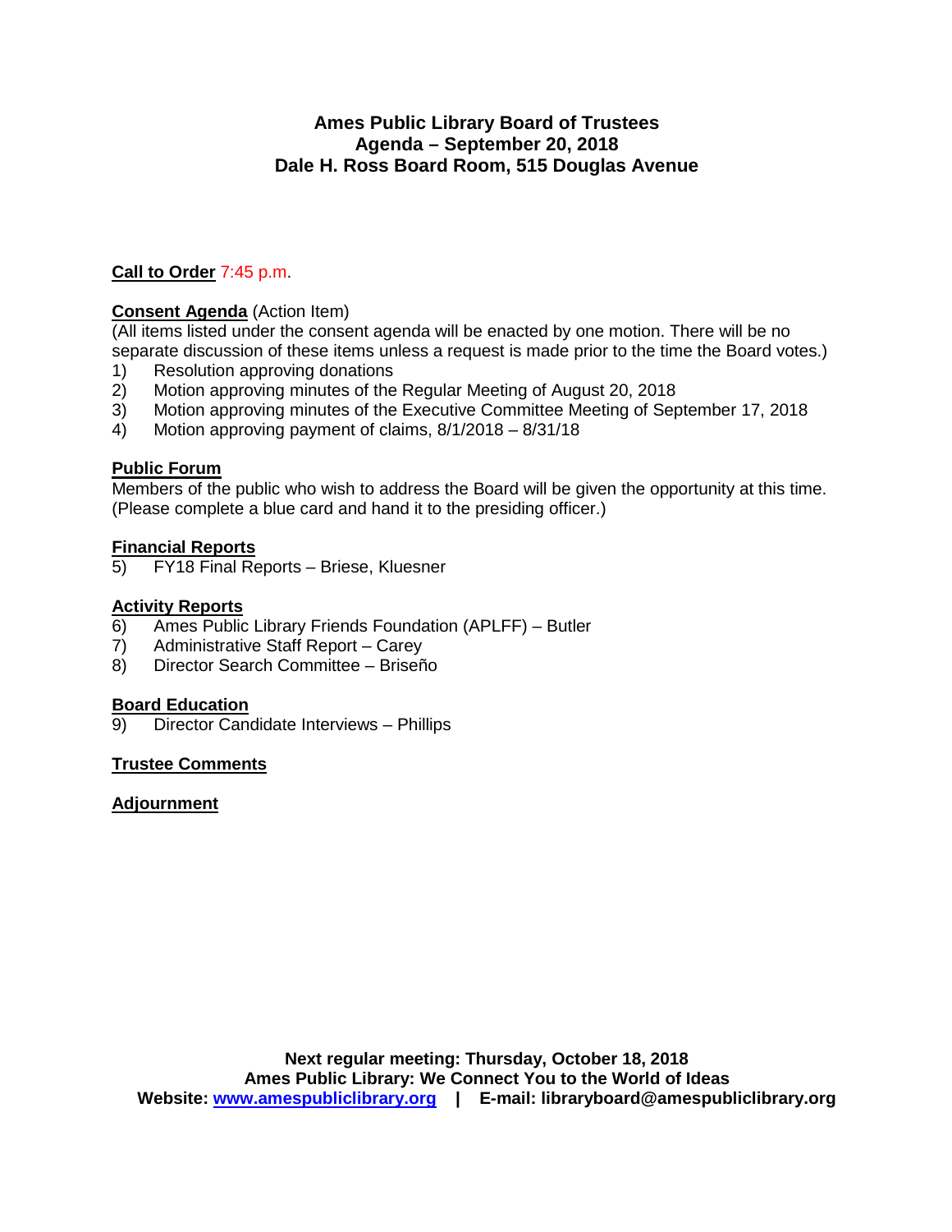# Ames Public Library Board of Trustees
## Agenda – September 20, 2018
## Dale H. Ross Board Room, 515 Douglas Avenue

**Call to Order** 7:45 p.m.

**Consent Agenda** (Action Item)
(All items listed under the consent agenda will be enacted by one motion. There will be no separate discussion of these items unless a request is made prior to the time the Board votes.)

1) Resolution approving donations
2) Motion approving minutes of the Regular Meeting of August 20, 2018
3) Motion approving minutes of the Executive Committee Meeting of September 17, 2018
4) Motion approving payment of claims, 8/1/2018 – 8/31/18

**Public Forum**
Members of the public who wish to address the Board will be given the opportunity at this time. (Please complete a blue card and hand it to the presiding officer.)

**Financial Reports**

5) FY18 Final Reports – Briese, Kluesner

**Activity Reports**

6) Ames Public Library Friends Foundation (APLFF) – Butler
7) Administrative Staff Report – Carey
8) Director Search Committee – Briseño

**Board Education**

9) Director Candidate Interviews – Phillips

**Trustee Comments**

**Adjournment**

**Next regular meeting: Thursday, October 18, 2018**
**Ames Public Library: We Connect You to the World of Ideas**
**Website: [www.amespubliclibrary.org](http://www.amespubliclibrary.org) | E-mail: libraryboard@amespubliclibrary.org**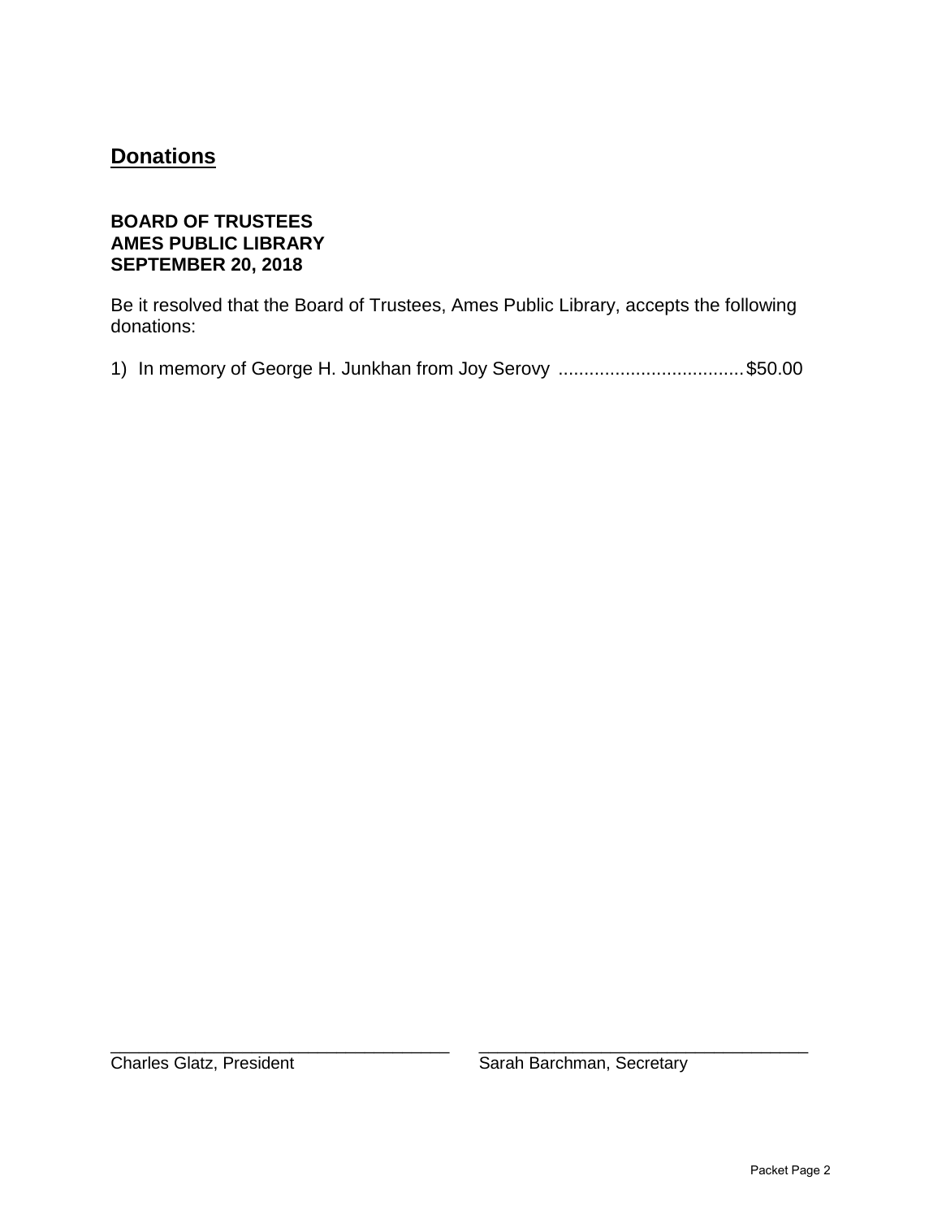## Donations

**BOARD OF TRUSTEES**
**AMES PUBLIC LIBRARY**
**SEPTEMBER 20, 2018**

Be it resolved that the Board of Trustees, Ames Public Library, accepts the following donations:

1) In memory of George H. Junkhan from Joy Serovy ................................... $50.00

_________________________________
Charles Glatz, President

_________________________________
Sarah Barchman, Secretary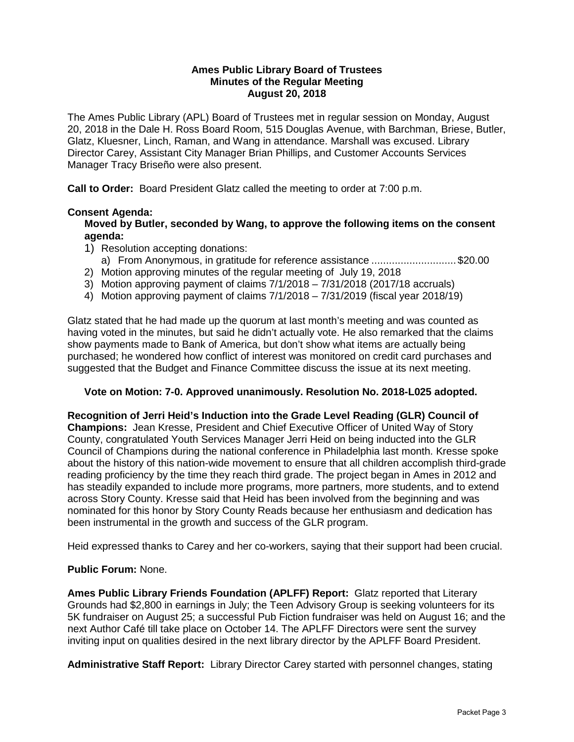**Ames Public Library Board of Trustees**
**Minutes of the Regular Meeting**
**August 20, 2018**

The Ames Public Library (APL) Board of Trustees met in regular session on Monday, August 20, 2018 in the Dale H. Ross Board Room, 515 Douglas Avenue, with Barchman, Briese, Butler, Glatz, Kluesner, Linch, Raman, and Wang in attendance. Marshall was excused. Library Director Carey, Assistant City Manager Brian Phillips, and Customer Accounts Services Manager Tracy Briseño were also present.

**Call to Order:** Board President Glatz called the meeting to order at 7:00 p.m.

**Consent Agenda:**

**Moved by Butler, seconded by Wang, to approve the following items on the consent agenda:**

1) Resolution accepting donations:
   a) From Anonymous, in gratitude for reference assistance ............................ $20.00
2) Motion approving minutes of the regular meeting of July 19, 2018
3) Motion approving payment of claims 7/1/2018 – 7/31/2018 (2017/18 accruals)
4) Motion approving payment of claims 7/1/2018 – 7/31/2019 (fiscal year 2018/19)

Glatz stated that he had made up the quorum at last month's meeting and was counted as having voted in the minutes, but said he didn't actually vote. He also remarked that the claims show payments made to Bank of America, but don't show what items are actually being purchased; he wondered how conflict of interest was monitored on credit card purchases and suggested that the Budget and Finance Committee discuss the issue at its next meeting.

**Vote on Motion: 7-0. Approved unanimously. Resolution No. 2018-L025 adopted.**

**Recognition of Jerri Heid's Induction into the Grade Level Reading (GLR) Council of Champions:** Jean Kresse, President and Chief Executive Officer of United Way of Story County, congratulated Youth Services Manager Jerri Heid on being inducted into the GLR Council of Champions during the national conference in Philadelphia last month. Kresse spoke about the history of this nation-wide movement to ensure that all children accomplish third-grade reading proficiency by the time they reach third grade. The project began in Ames in 2012 and has steadily expanded to include more programs, more partners, more students, and to extend across Story County. Kresse said that Heid has been involved from the beginning and was nominated for this honor by Story County Reads because her enthusiasm and dedication has been instrumental in the growth and success of the GLR program.

Heid expressed thanks to Carey and her co-workers, saying that their support had been crucial.

**Public Forum:** None.

**Ames Public Library Friends Foundation (APLFF) Report:** Glatz reported that Literary Grounds had $2,800 in earnings in July; the Teen Advisory Group is seeking volunteers for its 5K fundraiser on August 25; a successful Pub Fiction fundraiser was held on August 16; and the next Author Café till take place on October 14. The APLFF Directors were sent the survey inviting input on qualities desired in the next library director by the APLFF Board President.

**Administrative Staff Report:** Library Director Carey started with personnel changes, stating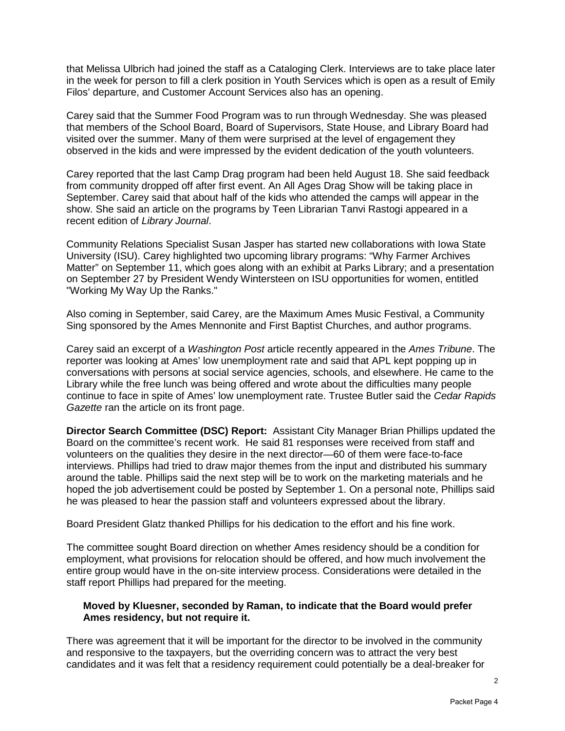that Melissa Ulbrich had joined the staff as a Cataloging Clerk. Interviews are to take place later in the week for person to fill a clerk position in Youth Services which is open as a result of Emily Filos' departure, and Customer Account Services also has an opening.

Carey said that the Summer Food Program was to run through Wednesday. She was pleased that members of the School Board, Board of Supervisors, State House, and Library Board had visited over the summer. Many of them were surprised at the level of engagement they observed in the kids and were impressed by the evident dedication of the youth volunteers.

Carey reported that the last Camp Drag program had been held August 18. She said feedback from community dropped off after first event. An All Ages Drag Show will be taking place in September. Carey said that about half of the kids who attended the camps will appear in the show. She said an article on the programs by Teen Librarian Tanvi Rastogi appeared in a recent edition of *Library Journal*.

Community Relations Specialist Susan Jasper has started new collaborations with Iowa State University (ISU). Carey highlighted two upcoming library programs: "Why Farmer Archives Matter" on September 11, which goes along with an exhibit at Parks Library; and a presentation on September 27 by President Wendy Wintersteen on ISU opportunities for women, entitled "Working My Way Up the Ranks."

Also coming in September, said Carey, are the Maximum Ames Music Festival, a Community Sing sponsored by the Ames Mennonite and First Baptist Churches, and author programs.

Carey said an excerpt of a *Washington Post* article recently appeared in the *Ames Tribune*. The reporter was looking at Ames' low unemployment rate and said that APL kept popping up in conversations with persons at social service agencies, schools, and elsewhere. He came to the Library while the free lunch was being offered and wrote about the difficulties many people continue to face in spite of Ames' low unemployment rate. Trustee Butler said the *Cedar Rapids Gazette* ran the article on its front page.

**Director Search Committee (DSC) Report:** Assistant City Manager Brian Phillips updated the Board on the committee's recent work. He said 81 responses were received from staff and volunteers on the qualities they desire in the next director—60 of them were face-to-face interviews. Phillips had tried to draw major themes from the input and distributed his summary around the table. Phillips said the next step will be to work on the marketing materials and he hoped the job advertisement could be posted by September 1. On a personal note, Phillips said he was pleased to hear the passion staff and volunteers expressed about the library.

Board President Glatz thanked Phillips for his dedication to the effort and his fine work.

The committee sought Board direction on whether Ames residency should be a condition for employment, what provisions for relocation should be offered, and how much involvement the entire group would have in the on-site interview process. Considerations were detailed in the staff report Phillips had prepared for the meeting.

**Moved by Kluesner, seconded by Raman, to indicate that the Board would prefer Ames residency, but not require it.**

There was agreement that it will be important for the director to be involved in the community and responsive to the taxpayers, but the overriding concern was to attract the very best candidates and it was felt that a residency requirement could potentially be a deal-breaker for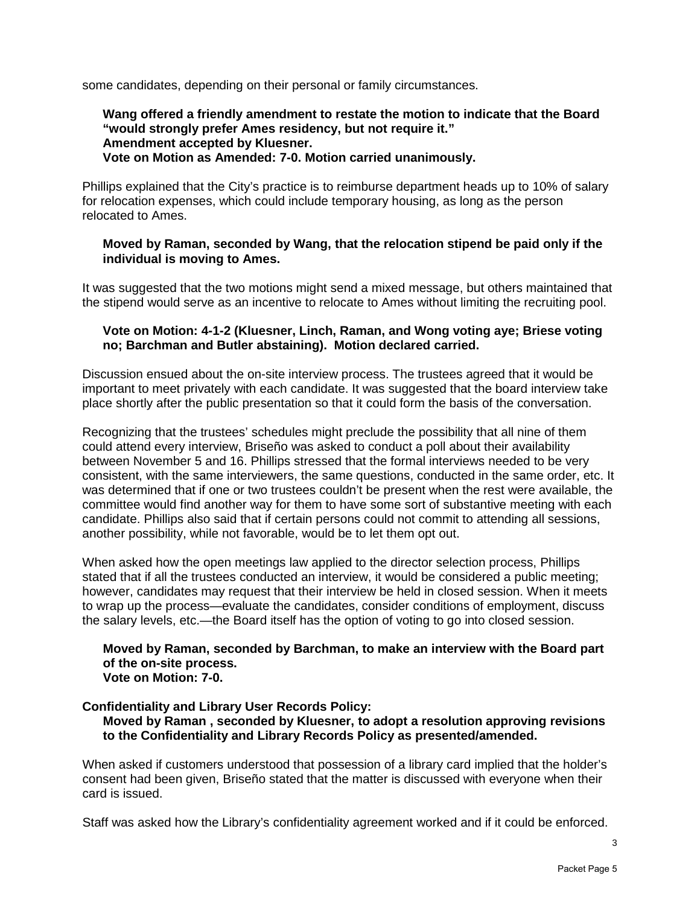some candidates, depending on their personal or family circumstances.

> **Wang offered a friendly amendment to restate the motion to indicate that the Board "would strongly prefer Ames residency, but not require it."**
> **Amendment accepted by Kluesner.**
> **Vote on Motion as Amended: 7-0. Motion carried unanimously.**

Phillips explained that the City's practice is to reimburse department heads up to 10% of salary for relocation expenses, which could include temporary housing, as long as the person relocated to Ames.

> **Moved by Raman, seconded by Wang, that the relocation stipend be paid only if the individual is moving to Ames.**

It was suggested that the two motions might send a mixed message, but others maintained that the stipend would serve as an incentive to relocate to Ames without limiting the recruiting pool.

> **Vote on Motion: 4-1-2 (Kluesner, Linch, Raman, and Wong voting aye; Briese voting no; Barchman and Butler abstaining). Motion declared carried.**

Discussion ensued about the on-site interview process. The trustees agreed that it would be important to meet privately with each candidate. It was suggested that the board interview take place shortly after the public presentation so that it could form the basis of the conversation.

Recognizing that the trustees' schedules might preclude the possibility that all nine of them could attend every interview, Briseño was asked to conduct a poll about their availability between November 5 and 16. Phillips stressed that the formal interviews needed to be very consistent, with the same interviewers, the same questions, conducted in the same order, etc. It was determined that if one or two trustees couldn't be present when the rest were available, the committee would find another way for them to have some sort of substantive meeting with each candidate. Phillips also said that if certain persons could not commit to attending all sessions, another possibility, while not favorable, would be to let them opt out.

When asked how the open meetings law applied to the director selection process, Phillips stated that if all the trustees conducted an interview, it would be considered a public meeting; however, candidates may request that their interview be held in closed session. When it meets to wrap up the process—evaluate the candidates, consider conditions of employment, discuss the salary levels, etc.—the Board itself has the option of voting to go into closed session.

> **Moved by Raman, seconded by Barchman, to make an interview with the Board part of the on-site process.**
> **Vote on Motion: 7-0.**

**Confidentiality and Library User Records Policy:**

> **Moved by Raman , seconded by Kluesner, to adopt a resolution approving revisions to the Confidentiality and Library Records Policy as presented/amended.**

When asked if customers understood that possession of a library card implied that the holder's consent had been given, Briseño stated that the matter is discussed with everyone when their card is issued.

Staff was asked how the Library's confidentiality agreement worked and if it could be enforced.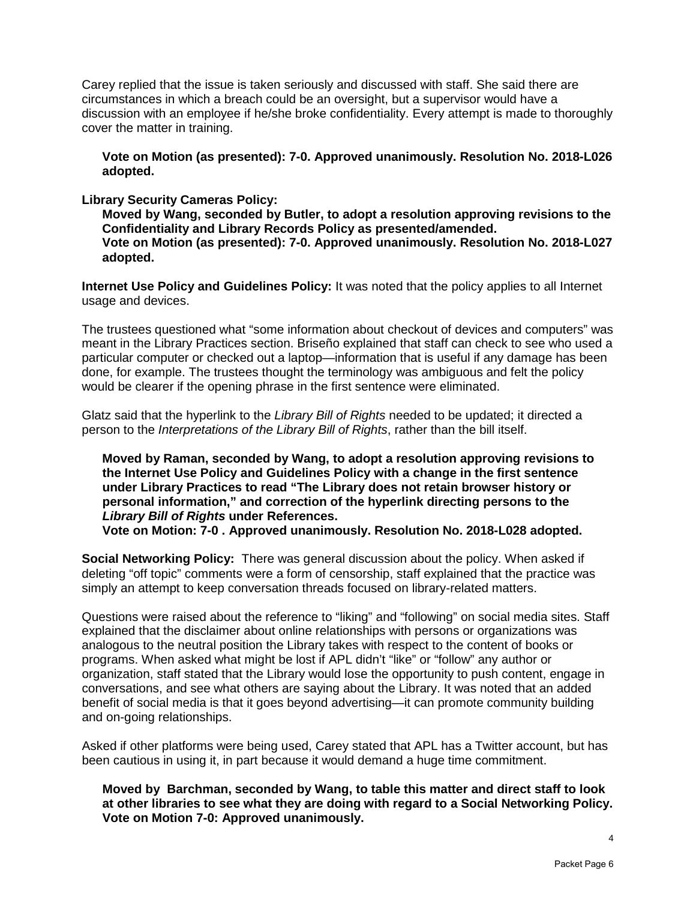Carey replied that the issue is taken seriously and discussed with staff. She said there are circumstances in which a breach could be an oversight, but a supervisor would have a discussion with an employee if he/she broke confidentiality. Every attempt is made to thoroughly cover the matter in training.

> **Vote on Motion (as presented): 7-0. Approved unanimously. Resolution No. 2018-L026 adopted.**

**Library Security Cameras Policy:**

> **Moved by Wang, seconded by Butler, to adopt a resolution approving revisions to the Confidentiality and Library Records Policy as presented/amended.**
> **Vote on Motion (as presented): 7-0. Approved unanimously. Resolution No. 2018-L027 adopted.**

**Internet Use Policy and Guidelines Policy:** It was noted that the policy applies to all Internet usage and devices.

The trustees questioned what "some information about checkout of devices and computers" was meant in the Library Practices section. Briseño explained that staff can check to see who used a particular computer or checked out a laptop—information that is useful if any damage has been done, for example. The trustees thought the terminology was ambiguous and felt the policy would be clearer if the opening phrase in the first sentence were eliminated.

Glatz said that the hyperlink to the *Library Bill of Rights* needed to be updated; it directed a person to the *Interpretations of the Library Bill of Rights*, rather than the bill itself.

> **Moved by Raman, seconded by Wang, to adopt a resolution approving revisions to the Internet Use Policy and Guidelines Policy with a change in the first sentence under Library Practices to read "The Library does not retain browser history or personal information," and correction of the hyperlink directing persons to the *Library Bill of Rights* under References.**
> **Vote on Motion: 7-0 . Approved unanimously. Resolution No. 2018-L028 adopted.**

**Social Networking Policy:** There was general discussion about the policy. When asked if deleting "off topic" comments were a form of censorship, staff explained that the practice was simply an attempt to keep conversation threads focused on library-related matters.

Questions were raised about the reference to "liking" and "following" on social media sites. Staff explained that the disclaimer about online relationships with persons or organizations was analogous to the neutral position the Library takes with respect to the content of books or programs. When asked what might be lost if APL didn't "like" or "follow" any author or organization, staff stated that the Library would lose the opportunity to push content, engage in conversations, and see what others are saying about the Library. It was noted that an added benefit of social media is that it goes beyond advertising—it can promote community building and on-going relationships.

Asked if other platforms were being used, Carey stated that APL has a Twitter account, but has been cautious in using it, in part because it would demand a huge time commitment.

> **Moved by Barchman, seconded by Wang, to table this matter and direct staff to look at other libraries to see what they are doing with regard to a Social Networking Policy.**
> **Vote on Motion 7-0: Approved unanimously.**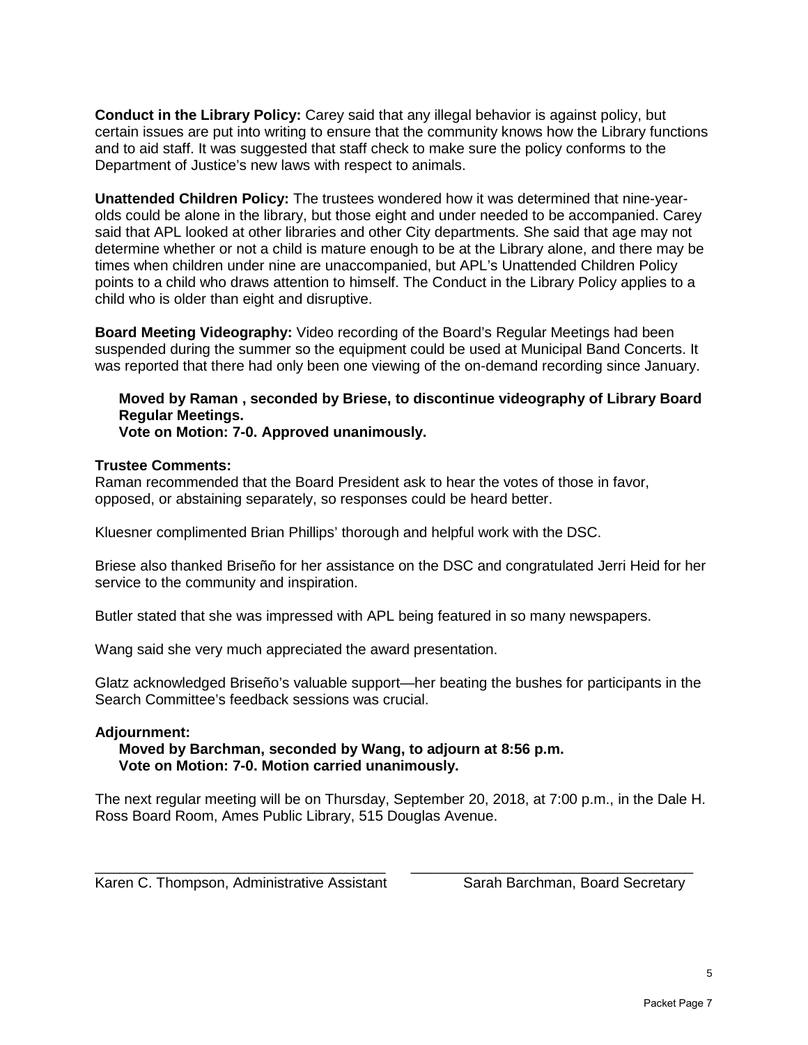**Conduct in the Library Policy:** Carey said that any illegal behavior is against policy, but certain issues are put into writing to ensure that the community knows how the Library functions and to aid staff. It was suggested that staff check to make sure the policy conforms to the Department of Justice's new laws with respect to animals.

**Unattended Children Policy:** The trustees wondered how it was determined that nine-year-olds could be alone in the library, but those eight and under needed to be accompanied. Carey said that APL looked at other libraries and other City departments. She said that age may not determine whether or not a child is mature enough to be at the Library alone, and there may be times when children under nine are unaccompanied, but APL's Unattended Children Policy points to a child who draws attention to himself. The Conduct in the Library Policy applies to a child who is older than eight and disruptive.

**Board Meeting Videography:** Video recording of the Board's Regular Meetings had been suspended during the summer so the equipment could be used at Municipal Band Concerts. It was reported that there had only been one viewing of the on-demand recording since January.

> **Moved by Raman , seconded by Briese, to discontinue videography of Library Board Regular Meetings.**
> **Vote on Motion: 7-0. Approved unanimously.**

**Trustee Comments:**
Raman recommended that the Board President ask to hear the votes of those in favor, opposed, or abstaining separately, so responses could be heard better.

Kluesner complimented Brian Phillips' thorough and helpful work with the DSC.

Briese also thanked Briseño for her assistance on the DSC and congratulated Jerri Heid for her service to the community and inspiration.

Butler stated that she was impressed with APL being featured in so many newspapers.

Wang said she very much appreciated the award presentation.

Glatz acknowledged Briseño's valuable support—her beating the bushes for participants in the Search Committee's feedback sessions was crucial.

**Adjournment:**

> **Moved by Barchman, seconded by Wang, to adjourn at 8:56 p.m.**
> **Vote on Motion: 7-0. Motion carried unanimously.**

The next regular meeting will be on Thursday, September 20, 2018, at 7:00 p.m., in the Dale H. Ross Board Room, Ames Public Library, 515 Douglas Avenue.

\_\_\_\_\_\_\_\_\_\_\_\_\_\_\_\_\_\_\_\_\_\_\_\_\_\_\_\_\_\_\_\_\_\_\_\_\_\_ \_\_\_\_\_\_\_\_\_\_\_\_\_\_\_\_\_\_\_\_\_\_\_\_\_\_\_\_\_\_\_\_\_\_\_\_\_\_
Karen C. Thompson, Administrative Assistant Sarah Barchman, Board Secretary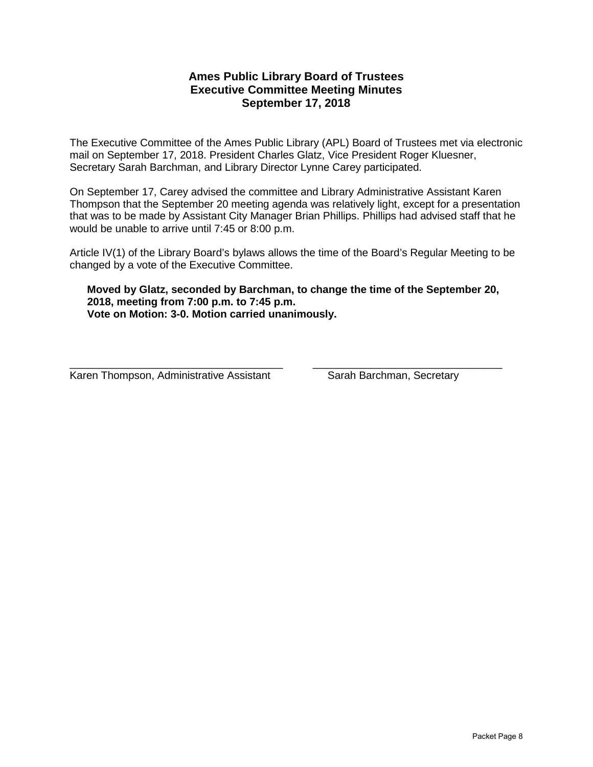# Ames Public Library Board of Trustees
## Executive Committee Meeting Minutes
### September 17, 2018

The Executive Committee of the Ames Public Library (APL) Board of Trustees met via electronic mail on September 17, 2018. President Charles Glatz, Vice President Roger Kluesner, Secretary Sarah Barchman, and Library Director Lynne Carey participated.

On September 17, Carey advised the committee and Library Administrative Assistant Karen Thompson that the September 20 meeting agenda was relatively light, except for a presentation that was to be made by Assistant City Manager Brian Phillips. Phillips had advised staff that he would be unable to arrive until 7:45 or 8:00 p.m.

Article IV(1) of the Library Board's bylaws allows the time of the Board's Regular Meeting to be changed by a vote of the Executive Committee.

> **Moved by Glatz, seconded by Barchman, to change the time of the September 20, 2018, meeting from 7:00 p.m. to 7:45 p.m.**
> **Vote on Motion: 3-0. Motion carried unanimously.**

_________________________________ &nbsp;&nbsp;&nbsp;&nbsp; _________________________________
Karen Thompson, Administrative Assistant &nbsp;&nbsp;&nbsp;&nbsp; Sarah Barchman, Secretary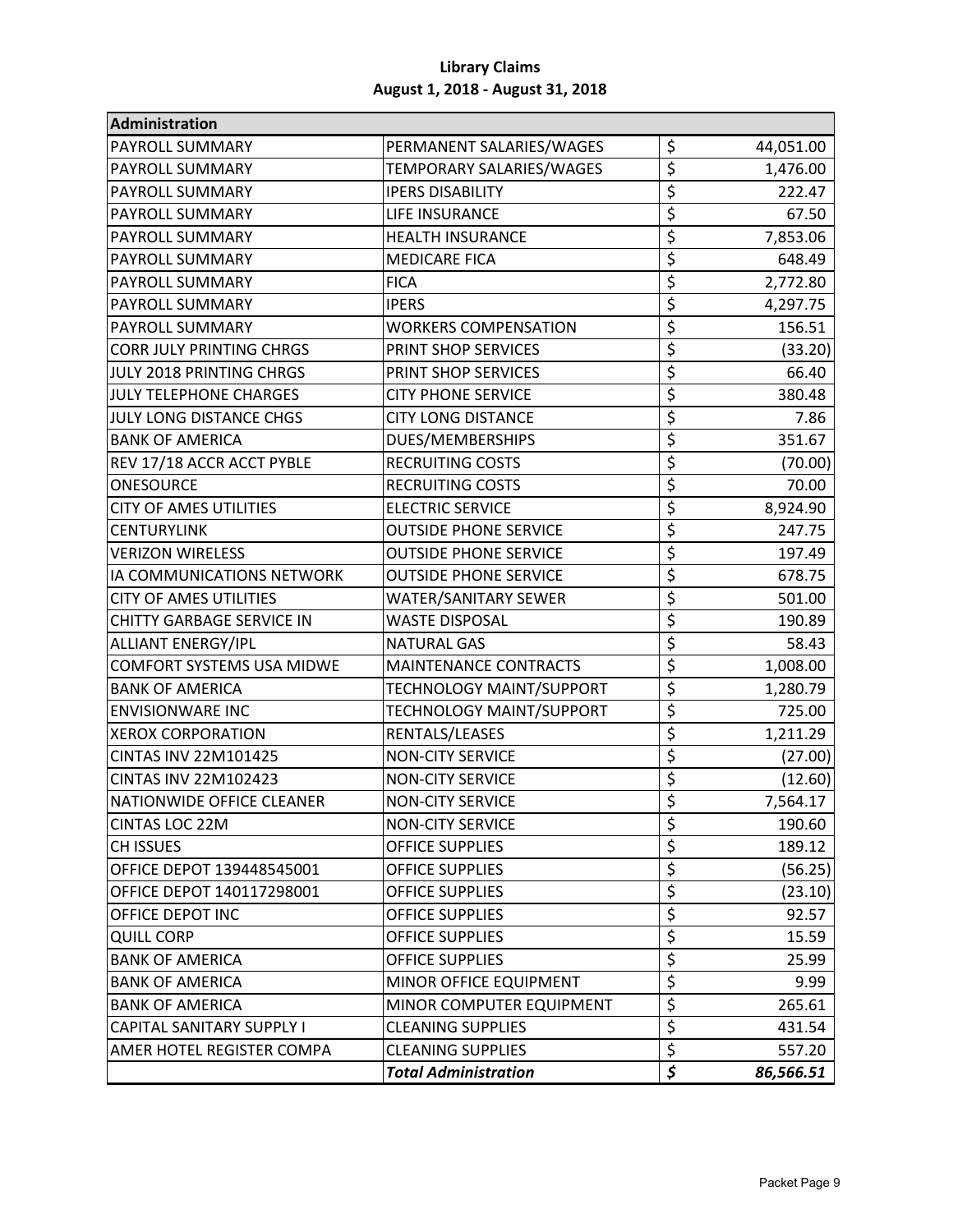# Library Claims

**August 1, 2018 - August 31, 2018**

| Administration | | |
|---|---|---|
| PAYROLL SUMMARY | PERMANENT SALARIES/WAGES | $ 44,051.00 |
| PAYROLL SUMMARY | TEMPORARY SALARIES/WAGES | $ 1,476.00 |
| PAYROLL SUMMARY | IPERS DISABILITY | $ 222.47 |
| PAYROLL SUMMARY | LIFE INSURANCE | $ 67.50 |
| PAYROLL SUMMARY | HEALTH INSURANCE | $ 7,853.06 |
| PAYROLL SUMMARY | MEDICARE FICA | $ 648.49 |
| PAYROLL SUMMARY | FICA | $ 2,772.80 |
| PAYROLL SUMMARY | IPERS | $ 4,297.75 |
| PAYROLL SUMMARY | WORKERS COMPENSATION | $ 156.51 |
| CORR JULY PRINTING CHRGS | PRINT SHOP SERVICES | $ (33.20) |
| JULY 2018 PRINTING CHRGS | PRINT SHOP SERVICES | $ 66.40 |
| JULY TELEPHONE CHARGES | CITY PHONE SERVICE | $ 380.48 |
| JULY LONG DISTANCE CHGS | CITY LONG DISTANCE | $ 7.86 |
| BANK OF AMERICA | DUES/MEMBERSHIPS | $ 351.67 |
| REV 17/18 ACCR ACCT PYBLE | RECRUITING COSTS | $ (70.00) |
| ONESOURCE | RECRUITING COSTS | $ 70.00 |
| CITY OF AMES UTILITIES | ELECTRIC SERVICE | $ 8,924.90 |
| CENTURYLINK | OUTSIDE PHONE SERVICE | $ 247.75 |
| VERIZON WIRELESS | OUTSIDE PHONE SERVICE | $ 197.49 |
| IA COMMUNICATIONS NETWORK | OUTSIDE PHONE SERVICE | $ 678.75 |
| CITY OF AMES UTILITIES | WATER/SANITARY SEWER | $ 501.00 |
| CHITTY GARBAGE SERVICE IN | WASTE DISPOSAL | $ 190.89 |
| ALLIANT ENERGY/IPL | NATURAL GAS | $ 58.43 |
| COMFORT SYSTEMS USA MIDWE | MAINTENANCE CONTRACTS | $ 1,008.00 |
| BANK OF AMERICA | TECHNOLOGY MAINT/SUPPORT | $ 1,280.79 |
| ENVISIONWARE INC | TECHNOLOGY MAINT/SUPPORT | $ 725.00 |
| XEROX CORPORATION | RENTALS/LEASES | $ 1,211.29 |
| CINTAS INV 22M101425 | NON-CITY SERVICE | $ (27.00) |
| CINTAS INV 22M102423 | NON-CITY SERVICE | $ (12.60) |
| NATIONWIDE OFFICE CLEANER | NON-CITY SERVICE | $ 7,564.17 |
| CINTAS LOC 22M | NON-CITY SERVICE | $ 190.60 |
| CH ISSUES | OFFICE SUPPLIES | $ 189.12 |
| OFFICE DEPOT 139448545001 | OFFICE SUPPLIES | $ (56.25) |
| OFFICE DEPOT 140117298001 | OFFICE SUPPLIES | $ (23.10) |
| OFFICE DEPOT INC | OFFICE SUPPLIES | $ 92.57 |
| QUILL CORP | OFFICE SUPPLIES | $ 15.59 |
| BANK OF AMERICA | OFFICE SUPPLIES | $ 25.99 |
| BANK OF AMERICA | MINOR OFFICE EQUIPMENT | $ 9.99 |
| BANK OF AMERICA | MINOR COMPUTER EQUIPMENT | $ 265.61 |
| CAPITAL SANITARY SUPPLY I | CLEANING SUPPLIES | $ 431.54 |
| AMER HOTEL REGISTER COMPA | CLEANING SUPPLIES | $ 557.20 |
| | ***Total Administration*** | ***$ 86,566.51*** |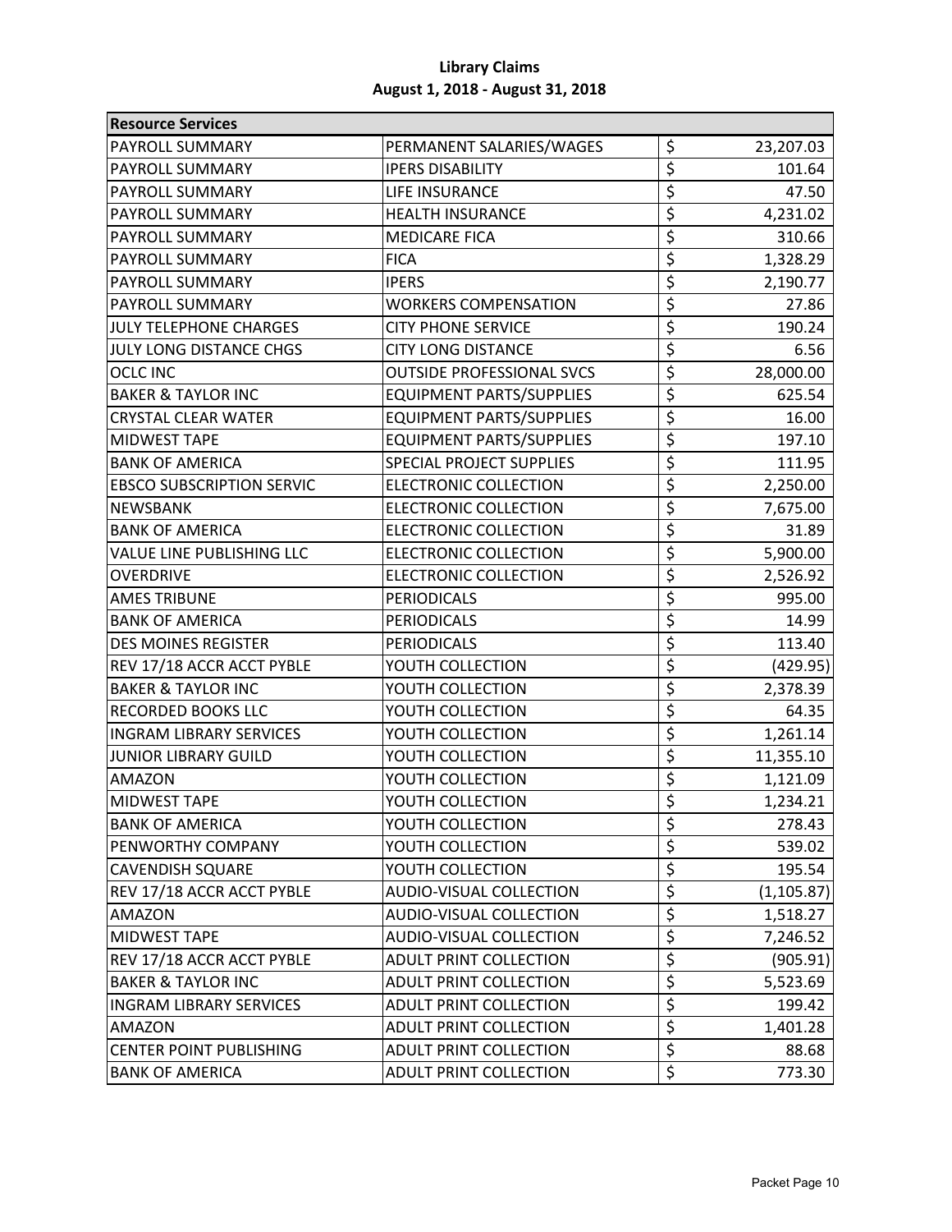**Library Claims**
**August 1, 2018 - August 31, 2018**

| Resource Services | | |
|---|---|---|
| PAYROLL SUMMARY | PERMANENT SALARIES/WAGES | $ 23,207.03 |
| PAYROLL SUMMARY | IPERS DISABILITY | $ 101.64 |
| PAYROLL SUMMARY | LIFE INSURANCE | $ 47.50 |
| PAYROLL SUMMARY | HEALTH INSURANCE | $ 4,231.02 |
| PAYROLL SUMMARY | MEDICARE FICA | $ 310.66 |
| PAYROLL SUMMARY | FICA | $ 1,328.29 |
| PAYROLL SUMMARY | IPERS | $ 2,190.77 |
| PAYROLL SUMMARY | WORKERS COMPENSATION | $ 27.86 |
| JULY TELEPHONE CHARGES | CITY PHONE SERVICE | $ 190.24 |
| JULY LONG DISTANCE CHGS | CITY LONG DISTANCE | $ 6.56 |
| OCLC INC | OUTSIDE PROFESSIONAL SVCS | $ 28,000.00 |
| BAKER & TAYLOR INC | EQUIPMENT PARTS/SUPPLIES | $ 625.54 |
| CRYSTAL CLEAR WATER | EQUIPMENT PARTS/SUPPLIES | $ 16.00 |
| MIDWEST TAPE | EQUIPMENT PARTS/SUPPLIES | $ 197.10 |
| BANK OF AMERICA | SPECIAL PROJECT SUPPLIES | $ 111.95 |
| EBSCO SUBSCRIPTION SERVIC | ELECTRONIC COLLECTION | $ 2,250.00 |
| NEWSBANK | ELECTRONIC COLLECTION | $ 7,675.00 |
| BANK OF AMERICA | ELECTRONIC COLLECTION | $ 31.89 |
| VALUE LINE PUBLISHING LLC | ELECTRONIC COLLECTION | $ 5,900.00 |
| OVERDRIVE | ELECTRONIC COLLECTION | $ 2,526.92 |
| AMES TRIBUNE | PERIODICALS | $ 995.00 |
| BANK OF AMERICA | PERIODICALS | $ 14.99 |
| DES MOINES REGISTER | PERIODICALS | $ 113.40 |
| REV 17/18 ACCR ACCT PYBLE | YOUTH COLLECTION | $ (429.95) |
| BAKER & TAYLOR INC | YOUTH COLLECTION | $ 2,378.39 |
| RECORDED BOOKS LLC | YOUTH COLLECTION | $ 64.35 |
| INGRAM LIBRARY SERVICES | YOUTH COLLECTION | $ 1,261.14 |
| JUNIOR LIBRARY GUILD | YOUTH COLLECTION | $ 11,355.10 |
| AMAZON | YOUTH COLLECTION | $ 1,121.09 |
| MIDWEST TAPE | YOUTH COLLECTION | $ 1,234.21 |
| BANK OF AMERICA | YOUTH COLLECTION | $ 278.43 |
| PENWORTHY COMPANY | YOUTH COLLECTION | $ 539.02 |
| CAVENDISH SQUARE | YOUTH COLLECTION | $ 195.54 |
| REV 17/18 ACCR ACCT PYBLE | AUDIO-VISUAL COLLECTION | $ (1,105.87) |
| AMAZON | AUDIO-VISUAL COLLECTION | $ 1,518.27 |
| MIDWEST TAPE | AUDIO-VISUAL COLLECTION | $ 7,246.52 |
| REV 17/18 ACCR ACCT PYBLE | ADULT PRINT COLLECTION | $ (905.91) |
| BAKER & TAYLOR INC | ADULT PRINT COLLECTION | $ 5,523.69 |
| INGRAM LIBRARY SERVICES | ADULT PRINT COLLECTION | $ 199.42 |
| AMAZON | ADULT PRINT COLLECTION | $ 1,401.28 |
| CENTER POINT PUBLISHING | ADULT PRINT COLLECTION | $ 88.68 |
| BANK OF AMERICA | ADULT PRINT COLLECTION | $ 773.30 |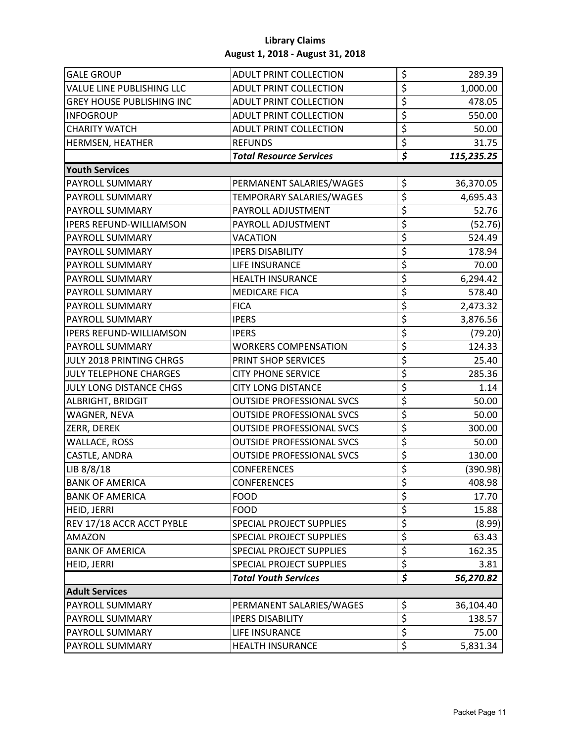**Library Claims**
**August 1, 2018 - August 31, 2018**

| | | | |
|---|---|---|---|
| GALE GROUP | ADULT PRINT COLLECTION | $ | 289.39 |
| VALUE LINE PUBLISHING LLC | ADULT PRINT COLLECTION | $ | 1,000.00 |
| GREY HOUSE PUBLISHING INC | ADULT PRINT COLLECTION | $ | 478.05 |
| INFOGROUP | ADULT PRINT COLLECTION | $ | 550.00 |
| CHARITY WATCH | ADULT PRINT COLLECTION | $ | 50.00 |
| HERMSEN, HEATHER | REFUNDS | $ | 31.75 |
| | ***Total Resource Services*** | ***$*** | ***115,235.25*** |
| **Youth Services** | | | |
| PAYROLL SUMMARY | PERMANENT SALARIES/WAGES | $ | 36,370.05 |
| PAYROLL SUMMARY | TEMPORARY SALARIES/WAGES | $ | 4,695.43 |
| PAYROLL SUMMARY | PAYROLL ADJUSTMENT | $ | 52.76 |
| IPERS REFUND-WILLIAMSON | PAYROLL ADJUSTMENT | $ | (52.76) |
| PAYROLL SUMMARY | VACATION | $ | 524.49 |
| PAYROLL SUMMARY | IPERS DISABILITY | $ | 178.94 |
| PAYROLL SUMMARY | LIFE INSURANCE | $ | 70.00 |
| PAYROLL SUMMARY | HEALTH INSURANCE | $ | 6,294.42 |
| PAYROLL SUMMARY | MEDICARE FICA | $ | 578.40 |
| PAYROLL SUMMARY | FICA | $ | 2,473.32 |
| PAYROLL SUMMARY | IPERS | $ | 3,876.56 |
| IPERS REFUND-WILLIAMSON | IPERS | $ | (79.20) |
| PAYROLL SUMMARY | WORKERS COMPENSATION | $ | 124.33 |
| JULY 2018 PRINTING CHRGS | PRINT SHOP SERVICES | $ | 25.40 |
| JULY TELEPHONE CHARGES | CITY PHONE SERVICE | $ | 285.36 |
| JULY LONG DISTANCE CHGS | CITY LONG DISTANCE | $ | 1.14 |
| ALBRIGHT, BRIDGIT | OUTSIDE PROFESSIONAL SVCS | $ | 50.00 |
| WAGNER, NEVA | OUTSIDE PROFESSIONAL SVCS | $ | 50.00 |
| ZERR, DEREK | OUTSIDE PROFESSIONAL SVCS | $ | 300.00 |
| WALLACE, ROSS | OUTSIDE PROFESSIONAL SVCS | $ | 50.00 |
| CASTLE, ANDRA | OUTSIDE PROFESSIONAL SVCS | $ | 130.00 |
| LIB 8/8/18 | CONFERENCES | $ | (390.98) |
| BANK OF AMERICA | CONFERENCES | $ | 408.98 |
| BANK OF AMERICA | FOOD | $ | 17.70 |
| HEID, JERRI | FOOD | $ | 15.88 |
| REV 17/18 ACCR ACCT PYBLE | SPECIAL PROJECT SUPPLIES | $ | (8.99) |
| AMAZON | SPECIAL PROJECT SUPPLIES | $ | 63.43 |
| BANK OF AMERICA | SPECIAL PROJECT SUPPLIES | $ | 162.35 |
| HEID, JERRI | SPECIAL PROJECT SUPPLIES | $ | 3.81 |
| | ***Total Youth Services*** | ***$*** | ***56,270.82*** |
| **Adult Services** | | | |
| PAYROLL SUMMARY | PERMANENT SALARIES/WAGES | $ | 36,104.40 |
| PAYROLL SUMMARY | IPERS DISABILITY | $ | 138.57 |
| PAYROLL SUMMARY | LIFE INSURANCE | $ | 75.00 |
| PAYROLL SUMMARY | HEALTH INSURANCE | $ | 5,831.34 |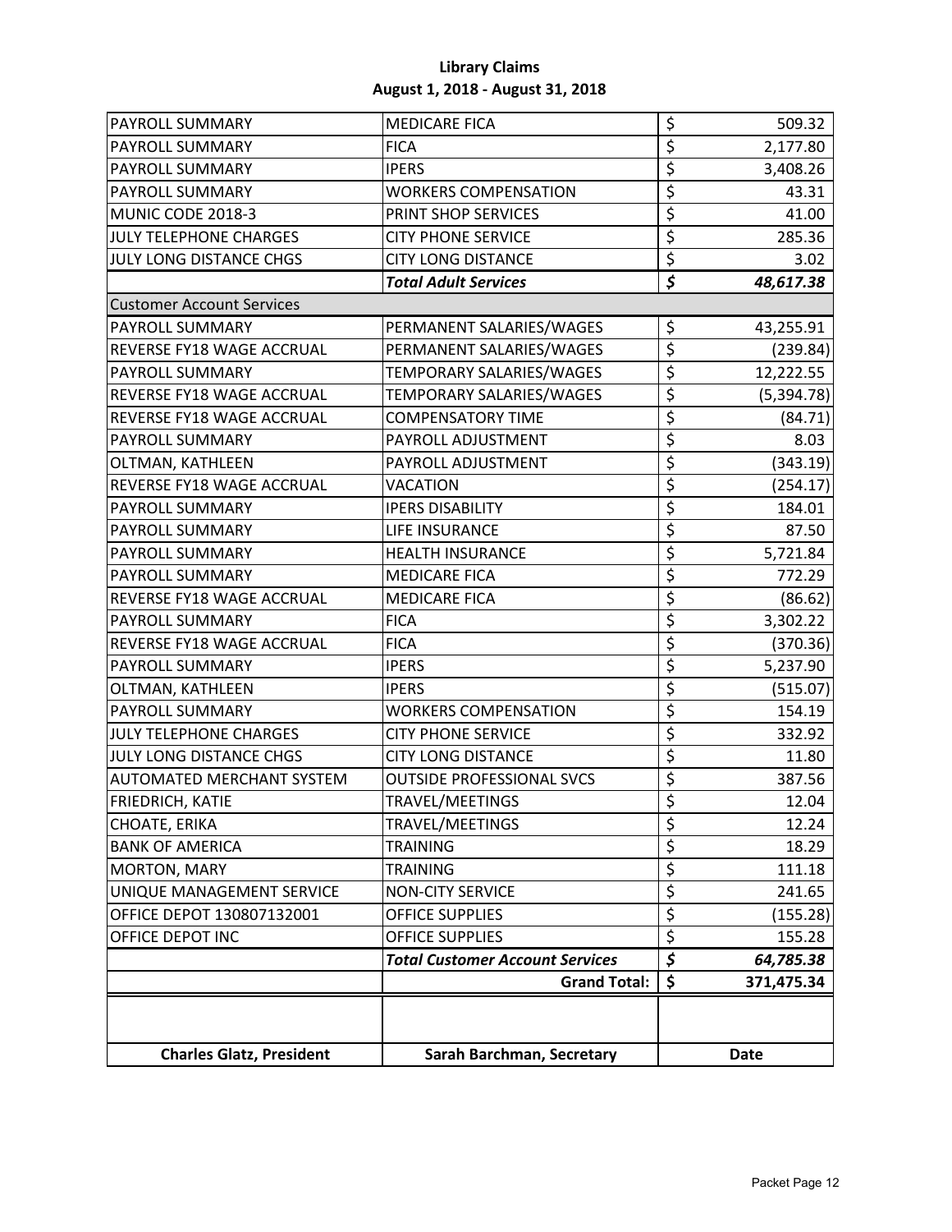# Library Claims

## August 1, 2018 - August 31, 2018

| | | |
|---|---|---|
| PAYROLL SUMMARY | MEDICARE FICA | $ 509.32 |
| PAYROLL SUMMARY | FICA | $ 2,177.80 |
| PAYROLL SUMMARY | IPERS | $ 3,408.26 |
| PAYROLL SUMMARY | WORKERS COMPENSATION | $ 43.31 |
| MUNIC CODE 2018-3 | PRINT SHOP SERVICES | $ 41.00 |
| JULY TELEPHONE CHARGES | CITY PHONE SERVICE | $ 285.36 |
| JULY LONG DISTANCE CHGS | CITY LONG DISTANCE | $ 3.02 |
| | ***Total Adult Services*** | ***$ 48,617.38*** |
| Customer Account Services | | |
| PAYROLL SUMMARY | PERMANENT SALARIES/WAGES | $ 43,255.91 |
| REVERSE FY18 WAGE ACCRUAL | PERMANENT SALARIES/WAGES | $ (239.84) |
| PAYROLL SUMMARY | TEMPORARY SALARIES/WAGES | $ 12,222.55 |
| REVERSE FY18 WAGE ACCRUAL | TEMPORARY SALARIES/WAGES | $ (5,394.78) |
| REVERSE FY18 WAGE ACCRUAL | COMPENSATORY TIME | $ (84.71) |
| PAYROLL SUMMARY | PAYROLL ADJUSTMENT | $ 8.03 |
| OLTMAN, KATHLEEN | PAYROLL ADJUSTMENT | $ (343.19) |
| REVERSE FY18 WAGE ACCRUAL | VACATION | $ (254.17) |
| PAYROLL SUMMARY | IPERS DISABILITY | $ 184.01 |
| PAYROLL SUMMARY | LIFE INSURANCE | $ 87.50 |
| PAYROLL SUMMARY | HEALTH INSURANCE | $ 5,721.84 |
| PAYROLL SUMMARY | MEDICARE FICA | $ 772.29 |
| REVERSE FY18 WAGE ACCRUAL | MEDICARE FICA | $ (86.62) |
| PAYROLL SUMMARY | FICA | $ 3,302.22 |
| REVERSE FY18 WAGE ACCRUAL | FICA | $ (370.36) |
| PAYROLL SUMMARY | IPERS | $ 5,237.90 |
| OLTMAN, KATHLEEN | IPERS | $ (515.07) |
| PAYROLL SUMMARY | WORKERS COMPENSATION | $ 154.19 |
| JULY TELEPHONE CHARGES | CITY PHONE SERVICE | $ 332.92 |
| JULY LONG DISTANCE CHGS | CITY LONG DISTANCE | $ 11.80 |
| AUTOMATED MERCHANT SYSTEM | OUTSIDE PROFESSIONAL SVCS | $ 387.56 |
| FRIEDRICH, KATIE | TRAVEL/MEETINGS | $ 12.04 |
| CHOATE, ERIKA | TRAVEL/MEETINGS | $ 12.24 |
| BANK OF AMERICA | TRAINING | $ 18.29 |
| MORTON, MARY | TRAINING | $ 111.18 |
| UNIQUE MANAGEMENT SERVICE | NON-CITY SERVICE | $ 241.65 |
| OFFICE DEPOT 130807132001 | OFFICE SUPPLIES | $ (155.28) |
| OFFICE DEPOT INC | OFFICE SUPPLIES | $ 155.28 |
| | ***Total Customer Account Services*** | ***$ 64,785.38*** |
| | **Grand Total:** | **$ 371,475.34** |
| | | |
| **Charles Glatz, President** | **Sarah Barchman, Secretary** | **Date** |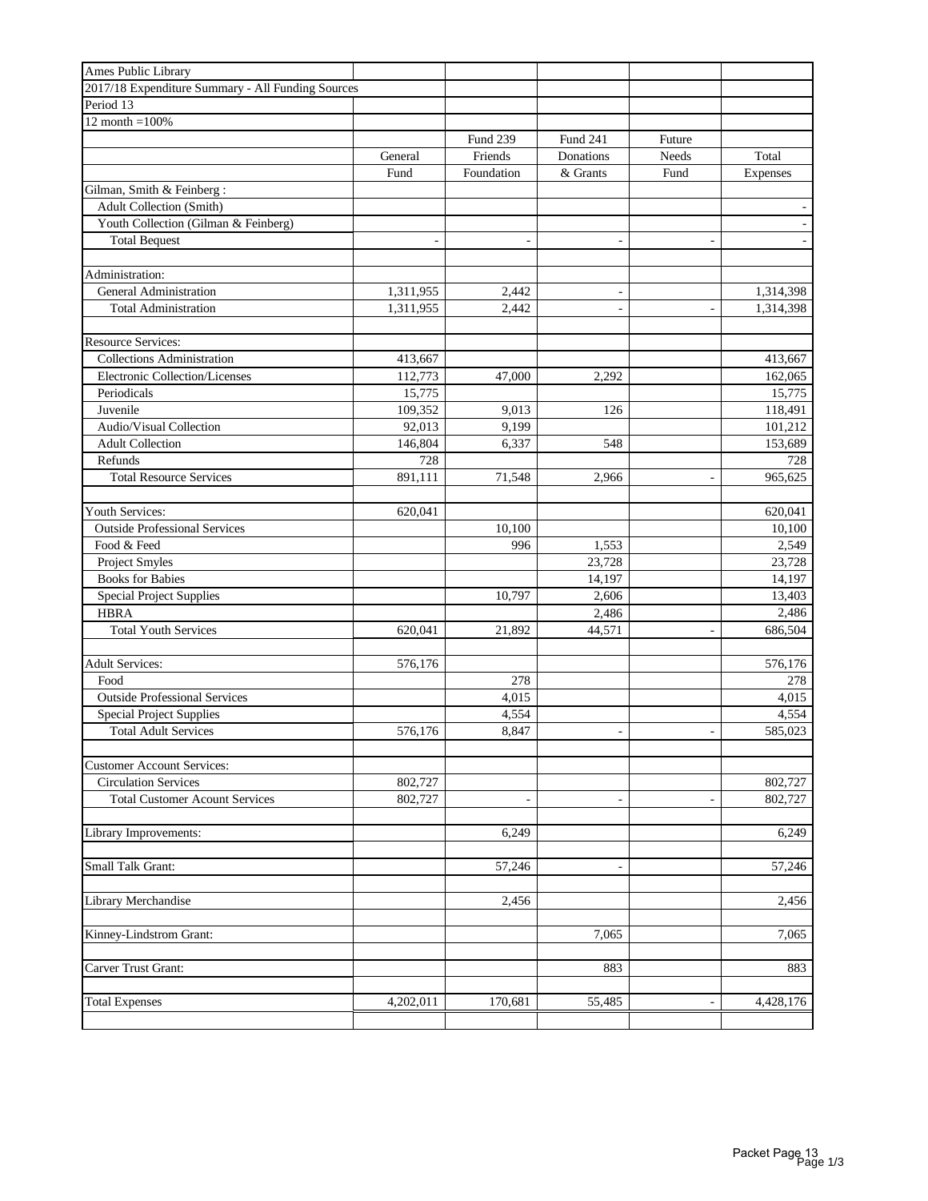| Ames Public Library | | | | | |
|---|---|---|---|---|---|
| 2017/18 Expenditure Summary - All Funding Sources | | | | | |
| Period 13 | | | | | |
| 12 month =100% | | | | | |
| | | Fund 239 | Fund 241 | Future | |
| | General | Friends | Donations | Needs | Total |
| | Fund | Foundation | & Grants | Fund | Expenses |
| Gilman, Smith & Feinberg : | | | | | |
| Adult Collection (Smith) | | | | | - |
| Youth Collection (Gilman & Feinberg) | | | | | - |
| Total Bequest | - | - | - | - | - |
| | | | | | |
| Administration: | | | | | |
| General Administration | 1,311,955 | 2,442 | - | | 1,314,398 |
| Total Administration | 1,311,955 | 2,442 | - | - | 1,314,398 |
| | | | | | |
| Resource Services: | | | | | |
| Collections Administration | 413,667 | | | | 413,667 |
| Electronic Collection/Licenses | 112,773 | 47,000 | 2,292 | | 162,065 |
| Periodicals | 15,775 | | | | 15,775 |
| Juvenile | 109,352 | 9,013 | 126 | | 118,491 |
| Audio/Visual Collection | 92,013 | 9,199 | | | 101,212 |
| Adult Collection | 146,804 | 6,337 | 548 | | 153,689 |
| Refunds | 728 | | | | 728 |
| Total Resource Services | 891,111 | 71,548 | 2,966 | - | 965,625 |
| | | | | | |
| Youth Services: | 620,041 | | | | 620,041 |
| Outside Professional Services | | 10,100 | | | 10,100 |
| Food & Feed | | 996 | 1,553 | | 2,549 |
| Project Smyles | | | 23,728 | | 23,728 |
| Books for Babies | | | 14,197 | | 14,197 |
| Special Project Supplies | | 10,797 | 2,606 | | 13,403 |
| HBRA | | | 2,486 | | 2,486 |
| Total Youth Services | 620,041 | 21,892 | 44,571 | - | 686,504 |
| | | | | | |
| Adult Services: | 576,176 | | | | 576,176 |
| Food | | 278 | | | 278 |
| Outside Professional Services | | 4,015 | | | 4,015 |
| Special Project Supplies | | 4,554 | | | 4,554 |
| Total Adult Services | 576,176 | 8,847 | - | - | 585,023 |
| | | | | | |
| Customer Account Services: | | | | | |
| Circulation Services | 802,727 | | | | 802,727 |
| Total Customer Acount Services | 802,727 | - | - | - | 802,727 |
| | | | | | |
| Library Improvements: | | 6,249 | | | 6,249 |
| | | | | | |
| Small Talk Grant: | | 57,246 | - | | 57,246 |
| | | | | | |
| Library Merchandise | | 2,456 | | | 2,456 |
| | | | | | |
| Kinney-Lindstrom Grant: | | | 7,065 | | 7,065 |
| | | | | | |
| Carver Trust Grant: | | | 883 | | 883 |
| | | | | | |
| Total Expenses | 4,202,011 | 170,681 | 55,485 | - | 4,428,176 |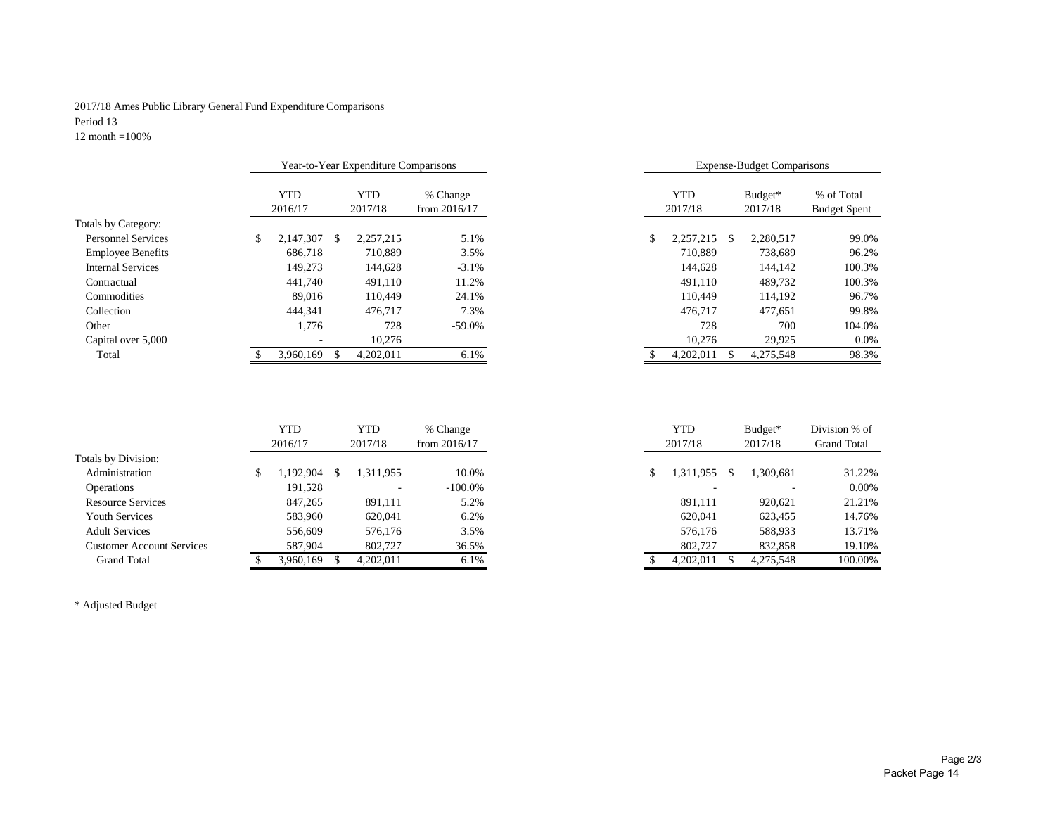2017/18 Ames Public Library General Fund Expenditure Comparisons

Period 13

12 month =100%

| | Year-to-Year Expenditure Comparisons | | | Expense-Budget Comparisons | | |
|---|---|---|---|---|---|---|
| | YTD 2016/17 | YTD 2017/18 | % Change from 2016/17 | YTD 2017/18 | Budget* 2017/18 | % of Total Budget Spent |
| Totals by Category: | | | | | | |
| Personnel Services | $ 2,147,307 | $ 2,257,215 | 5.1% | $ 2,257,215 | $ 2,280,517 | 99.0% |
| Employee Benefits | 686,718 | 710,889 | 3.5% | 710,889 | 738,689 | 96.2% |
| Internal Services | 149,273 | 144,628 | -3.1% | 144,628 | 144,142 | 100.3% |
| Contractual | 441,740 | 491,110 | 11.2% | 491,110 | 489,732 | 100.3% |
| Commodities | 89,016 | 110,449 | 24.1% | 110,449 | 114,192 | 96.7% |
| Collection | 444,341 | 476,717 | 7.3% | 476,717 | 477,651 | 99.8% |
| Other | 1,776 | 728 | -59.0% | 728 | 700 | 104.0% |
| Capital over 5,000 | - | 10,276 | | 10,276 | 29,925 | 0.0% |
| Total | $ 3,960,169 | $ 4,202,011 | 6.1% | $ 4,202,011 | $ 4,275,548 | 98.3% |

| | YTD 2016/17 | YTD 2017/18 | % Change from 2016/17 | YTD 2017/18 | Budget* 2017/18 | Division % of Grand Total |
|---|---|---|---|---|---|---|
| Totals by Division: | | | | | | |
| Administration | $ 1,192,904 | $ 1,311,955 | 10.0% | $ 1,311,955 | $ 1,309,681 | 31.22% |
| Operations | 191,528 | - | -100.0% | - | - | 0.00% |
| Resource Services | 847,265 | 891,111 | 5.2% | 891,111 | 920,621 | 21.21% |
| Youth Services | 583,960 | 620,041 | 6.2% | 620,041 | 623,455 | 14.76% |
| Adult Services | 556,609 | 576,176 | 3.5% | 576,176 | 588,933 | 13.71% |
| Customer Account Services | 587,904 | 802,727 | 36.5% | 802,727 | 832,858 | 19.10% |
| Grand Total | $ 3,960,169 | $ 4,202,011 | 6.1% | $ 4,202,011 | $ 4,275,548 | 100.00% |

* Adjusted Budget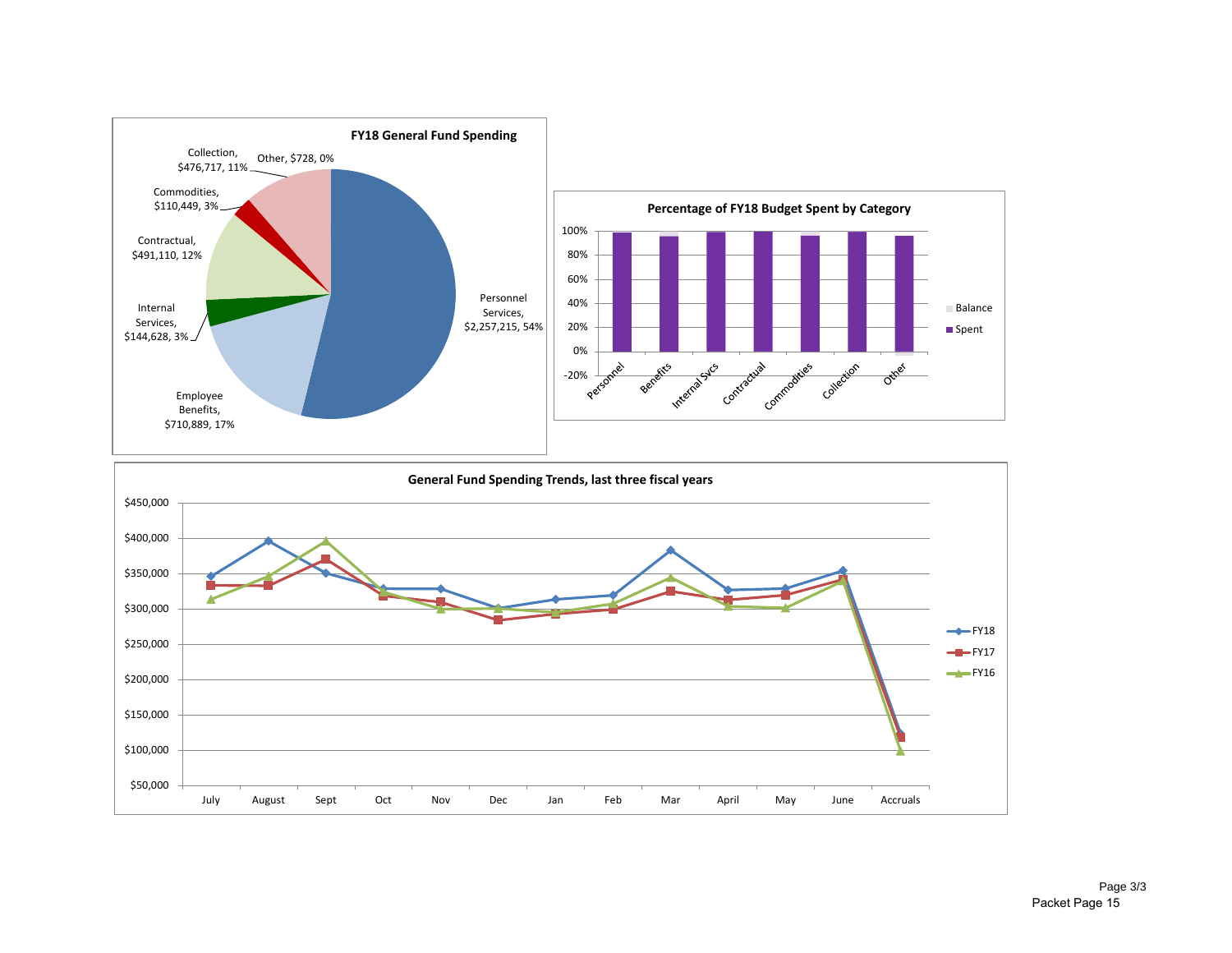**FY18 General Fund Spending**

- Personnel Services, $2,257,215, 54%
- Employee Benefits, $710,889, 17%
- Internal Services, $144,628, 3%
- Contractual, $491,110, 12%
- Commodities, $110,449, 3%
- Collection, $476,717, 11%
- Other, $728, 0%

**Percentage of FY18 Budget Spent by Category**

Categories: Personnel, Benefits, Internal Svcs, Contractual, Commodities, Collection, Other

Legend: Balance, Spent

**General Fund Spending Trends, last three fiscal years**

Legend: FY18, FY17, FY16

Months: July, August, Sept, Oct, Nov, Dec, Jan, Feb, Mar, April, May, June, Accruals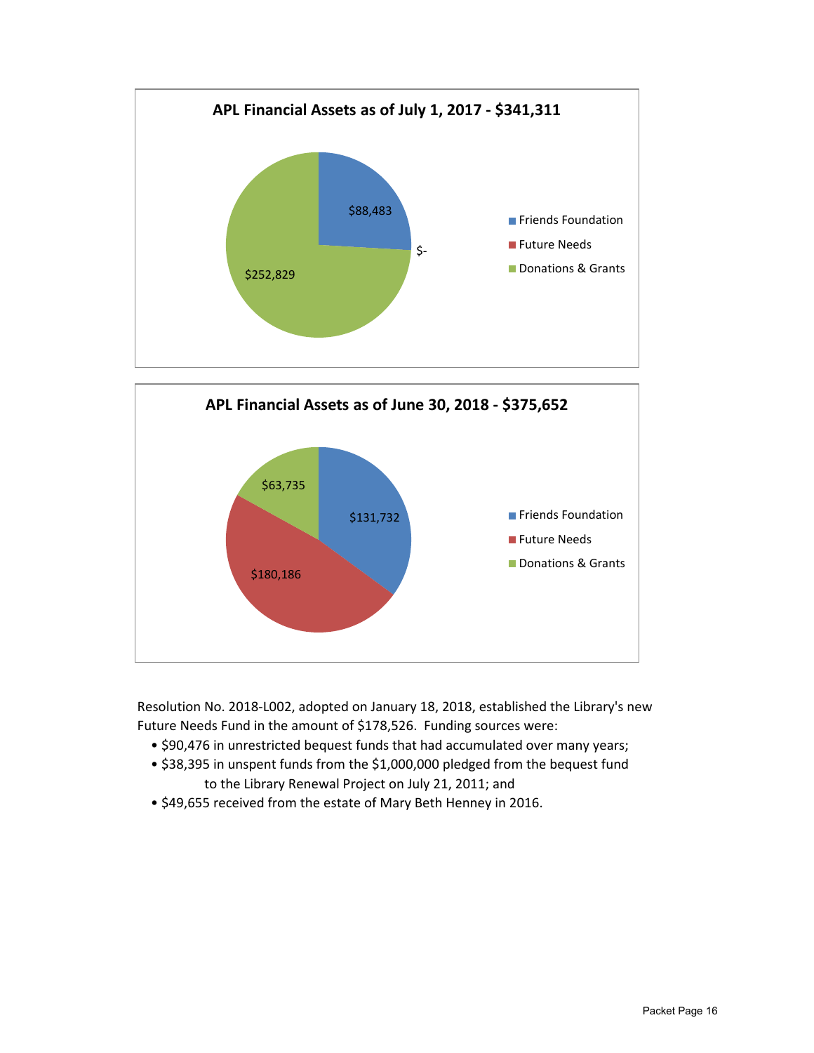**APL Financial Assets as of July 1, 2017 - $341,311**

| Category | Amount |
|---|---|
| Friends Foundation | $88,483 |
| Future Needs | $- |
| Donations & Grants | $252,829 |

**APL Financial Assets as of June 30, 2018 - $375,652**

| Category | Amount |
|---|---|
| Friends Foundation | $131,732 |
| Future Needs | $180,186 |
| Donations & Grants | $63,735 |

Resolution No. 2018-L002, adopted on January 18, 2018, established the Library's new Future Needs Fund in the amount of $178,526. Funding sources were:

- $90,476 in unrestricted bequest funds that had accumulated over many years;
- $38,395 in unspent funds from the $1,000,000 pledged from the bequest fund to the Library Renewal Project on July 21, 2011; and
- $49,655 received from the estate of Mary Beth Henney in 2016.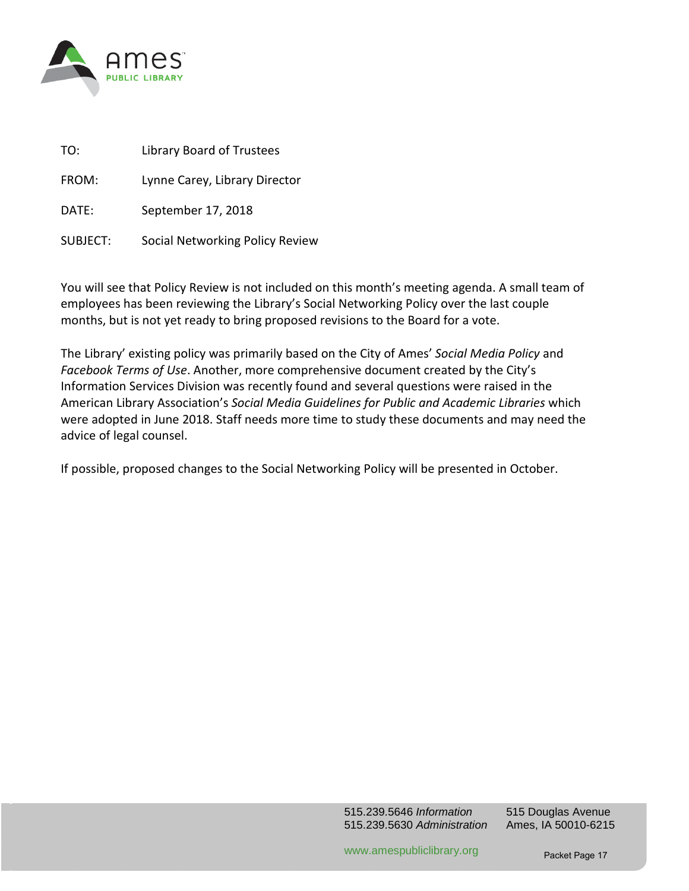TO: Library Board of Trustees

FROM: Lynne Carey, Library Director

DATE: September 17, 2018

SUBJECT: Social Networking Policy Review

You will see that Policy Review is not included on this month's meeting agenda. A small team of employees has been reviewing the Library's Social Networking Policy over the last couple months, but is not yet ready to bring proposed revisions to the Board for a vote.

The Library' existing policy was primarily based on the City of Ames' *Social Media Policy* and *Facebook Terms of Use*. Another, more comprehensive document created by the City's Information Services Division was recently found and several questions were raised in the American Library Association's *Social Media Guidelines for Public and Academic Libraries* which were adopted in June 2018. Staff needs more time to study these documents and may need the advice of legal counsel.

If possible, proposed changes to the Social Networking Policy will be presented in October.

515.239.5646 *Information*
515.239.5630 *Administration*

515 Douglas Avenue
Ames, IA 50010-6215

www.amespubliclibrary.org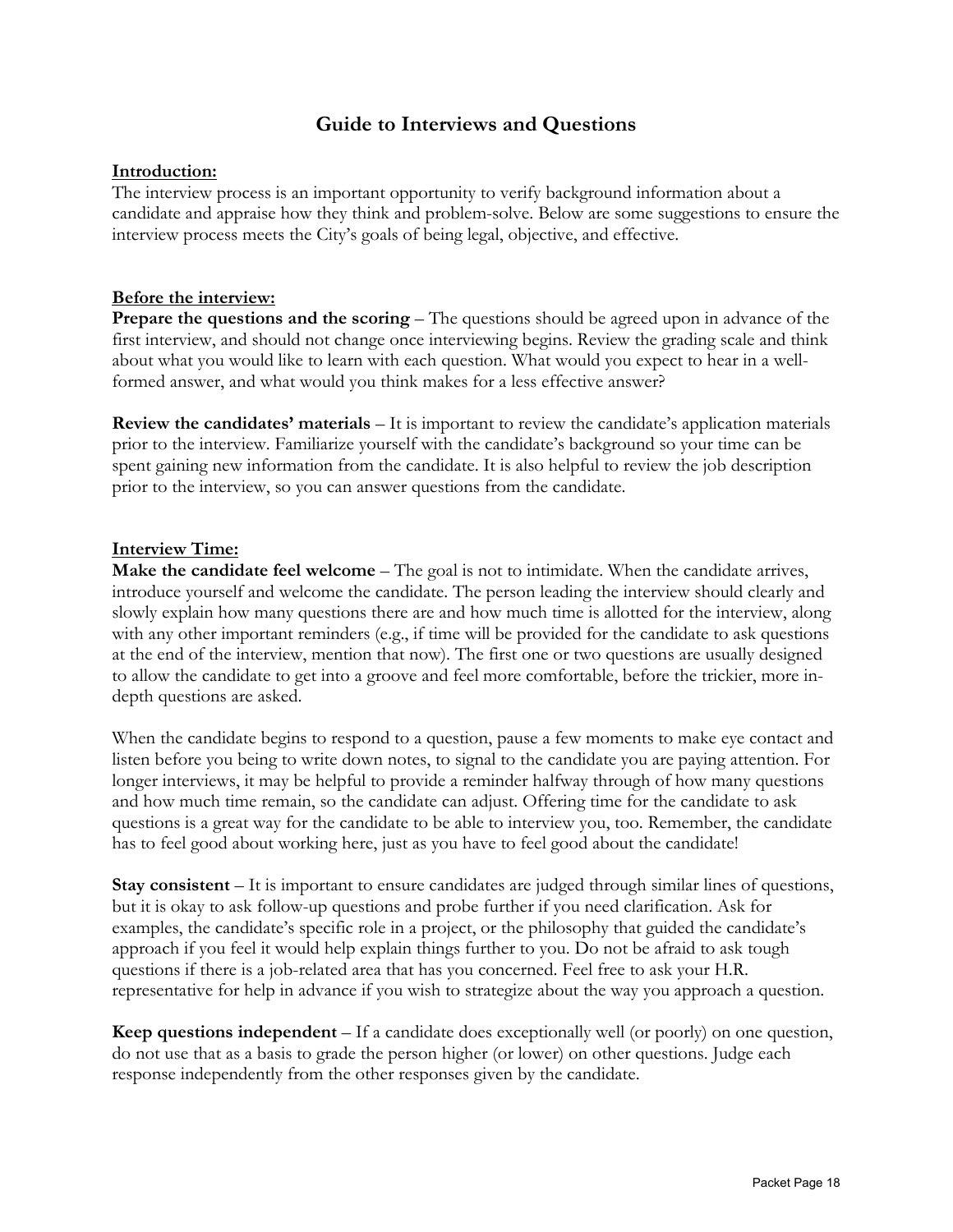# Guide to Interviews and Questions

**Introduction:**

The interview process is an important opportunity to verify background information about a candidate and appraise how they think and problem-solve. Below are some suggestions to ensure the interview process meets the City's goals of being legal, objective, and effective.

**Before the interview:**

**Prepare the questions and the scoring** – The questions should be agreed upon in advance of the first interview, and should not change once interviewing begins. Review the grading scale and think about what you would like to learn with each question. What would you expect to hear in a well-formed answer, and what would you think makes for a less effective answer?

**Review the candidates' materials** – It is important to review the candidate's application materials prior to the interview. Familiarize yourself with the candidate's background so your time can be spent gaining new information from the candidate. It is also helpful to review the job description prior to the interview, so you can answer questions from the candidate.

**Interview Time:**

**Make the candidate feel welcome** – The goal is not to intimidate. When the candidate arrives, introduce yourself and welcome the candidate. The person leading the interview should clearly and slowly explain how many questions there are and how much time is allotted for the interview, along with any other important reminders (e.g., if time will be provided for the candidate to ask questions at the end of the interview, mention that now). The first one or two questions are usually designed to allow the candidate to get into a groove and feel more comfortable, before the trickier, more in-depth questions are asked.

When the candidate begins to respond to a question, pause a few moments to make eye contact and listen before you being to write down notes, to signal to the candidate you are paying attention. For longer interviews, it may be helpful to provide a reminder halfway through of how many questions and how much time remain, so the candidate can adjust. Offering time for the candidate to ask questions is a great way for the candidate to be able to interview you, too. Remember, the candidate has to feel good about working here, just as you have to feel good about the candidate!

**Stay consistent** – It is important to ensure candidates are judged through similar lines of questions, but it is okay to ask follow-up questions and probe further if you need clarification. Ask for examples, the candidate's specific role in a project, or the philosophy that guided the candidate's approach if you feel it would help explain things further to you. Do not be afraid to ask tough questions if there is a job-related area that has you concerned. Feel free to ask your H.R. representative for help in advance if you wish to strategize about the way you approach a question.

**Keep questions independent** – If a candidate does exceptionally well (or poorly) on one question, do not use that as a basis to grade the person higher (or lower) on other questions. Judge each response independently from the other responses given by the candidate.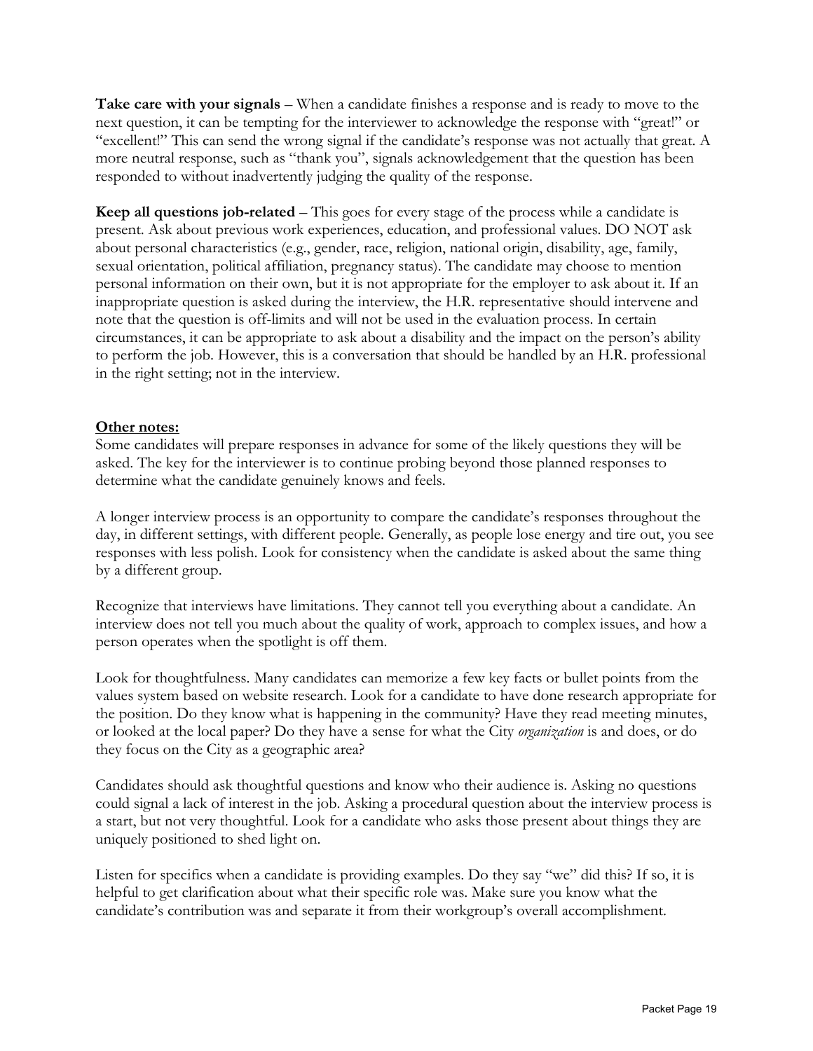**Take care with your signals** – When a candidate finishes a response and is ready to move to the next question, it can be tempting for the interviewer to acknowledge the response with "great!" or "excellent!" This can send the wrong signal if the candidate's response was not actually that great. A more neutral response, such as "thank you", signals acknowledgement that the question has been responded to without inadvertently judging the quality of the response.

**Keep all questions job-related** – This goes for every stage of the process while a candidate is present. Ask about previous work experiences, education, and professional values. DO NOT ask about personal characteristics (e.g., gender, race, religion, national origin, disability, age, family, sexual orientation, political affiliation, pregnancy status). The candidate may choose to mention personal information on their own, but it is not appropriate for the employer to ask about it. If an inappropriate question is asked during the interview, the H.R. representative should intervene and note that the question is off-limits and will not be used in the evaluation process. In certain circumstances, it can be appropriate to ask about a disability and the impact on the person's ability to perform the job. However, this is a conversation that should be handled by an H.R. professional in the right setting; not in the interview.

**Other notes:**

Some candidates will prepare responses in advance for some of the likely questions they will be asked. The key for the interviewer is to continue probing beyond those planned responses to determine what the candidate genuinely knows and feels.

A longer interview process is an opportunity to compare the candidate's responses throughout the day, in different settings, with different people. Generally, as people lose energy and tire out, you see responses with less polish. Look for consistency when the candidate is asked about the same thing by a different group.

Recognize that interviews have limitations. They cannot tell you everything about a candidate. An interview does not tell you much about the quality of work, approach to complex issues, and how a person operates when the spotlight is off them.

Look for thoughtfulness. Many candidates can memorize a few key facts or bullet points from the values system based on website research. Look for a candidate to have done research appropriate for the position. Do they know what is happening in the community? Have they read meeting minutes, or looked at the local paper? Do they have a sense for what the City *organization* is and does, or do they focus on the City as a geographic area?

Candidates should ask thoughtful questions and know who their audience is. Asking no questions could signal a lack of interest in the job. Asking a procedural question about the interview process is a start, but not very thoughtful. Look for a candidate who asks those present about things they are uniquely positioned to shed light on.

Listen for specifics when a candidate is providing examples. Do they say "we" did this? If so, it is helpful to get clarification about what their specific role was. Make sure you know what the candidate's contribution was and separate it from their workgroup's overall accomplishment.